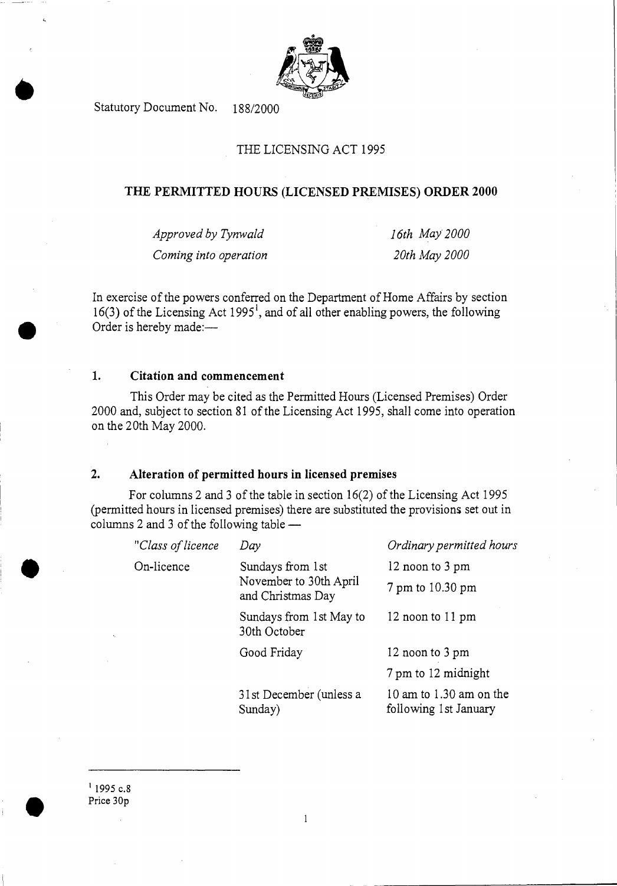Statutory Document No. 188/2000

THE LICENSING ACT 1995

**THE PERMITTED HOURS (LICENSED PREMISES) ORDER 2000**

| | |
|---|---|
| *Approved by Tynwald* | *16th May 2000* |
| *Coming into operation* | *20th May 2000* |

In exercise of the powers conferred on the Department of Home Affairs by section 16(3) of the Licensing Act 1995[1], and of all other enabling powers, the following Order is hereby made:—

## 1. Citation and commencement

This Order may be cited as the Permitted Hours (Licensed Premises) Order 2000 and, subject to section 81 of the Licensing Act 1995, shall come into operation on the 20th May 2000.

## 2. Alteration of permitted hours in licensed premises

For columns 2 and 3 of the table in section 16(2) of the Licensing Act 1995 (permitted hours in licensed premises) there are substituted the provisions set out in columns 2 and 3 of the following table —

| "*Class of licence* | *Day* | *Ordinary permitted hours* |
|---|---|---|
| On-licence | Sundays from 1st November to 30th April and Christmas Day | 12 noon to 3 pm<br>7 pm to 10.30 pm |
| | Sundays from 1st May to 30th October | 12 noon to 11 pm |
| | Good Friday | 12 noon to 3 pm<br>7 pm to 12 midnight |
| | 31st December (unless a Sunday) | 10 am to 1.30 am on the following 1st January |

[1] 1995 c.8

Price 30p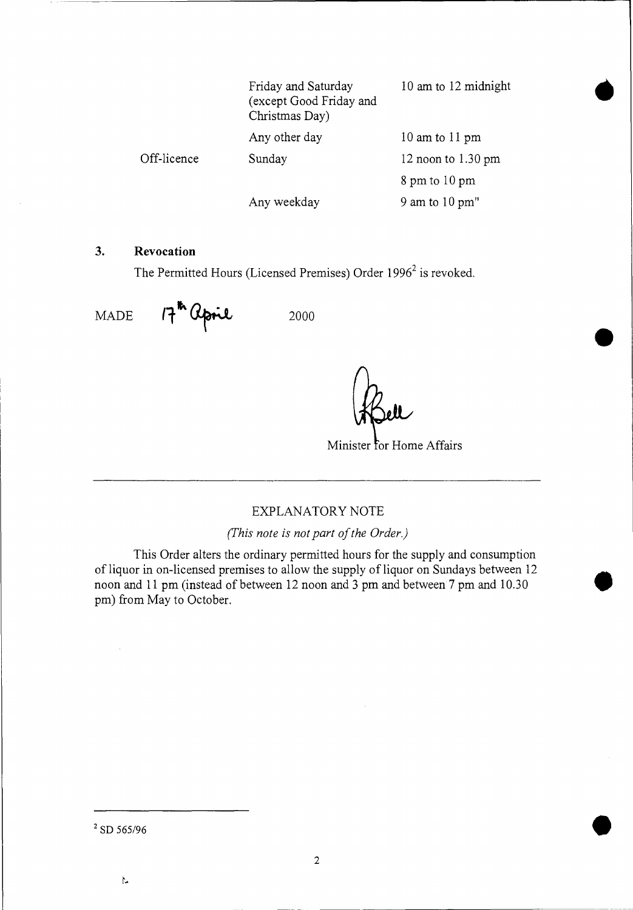| | | |
|---|---|---|
| | Friday and Saturday (except Good Friday and Christmas Day) | 10 am to 12 midnight |
| | Any other day | 10 am to 11 pm |
| Off-licence | Sunday | 12 noon to 1.30 pm |
| | | 8 pm to 10 pm |
| | Any weekday | 9 am to 10 pm" |

### 3. Revocation

The Permitted Hours (Licensed Premises) Order 1996[2] is revoked.

MADE 17th April 2000

Minister for Home Affairs

---

EXPLANATORY NOTE

*(This note is not part of the Order.)*

This Order alters the ordinary permitted hours for the supply and consumption of liquor in on-licensed premises to allow the supply of liquor on Sundays between 12 noon and 11 pm (instead of between 12 noon and 3 pm and between 7 pm and 10.30 pm) from May to October.

---

[2] SD 565/96